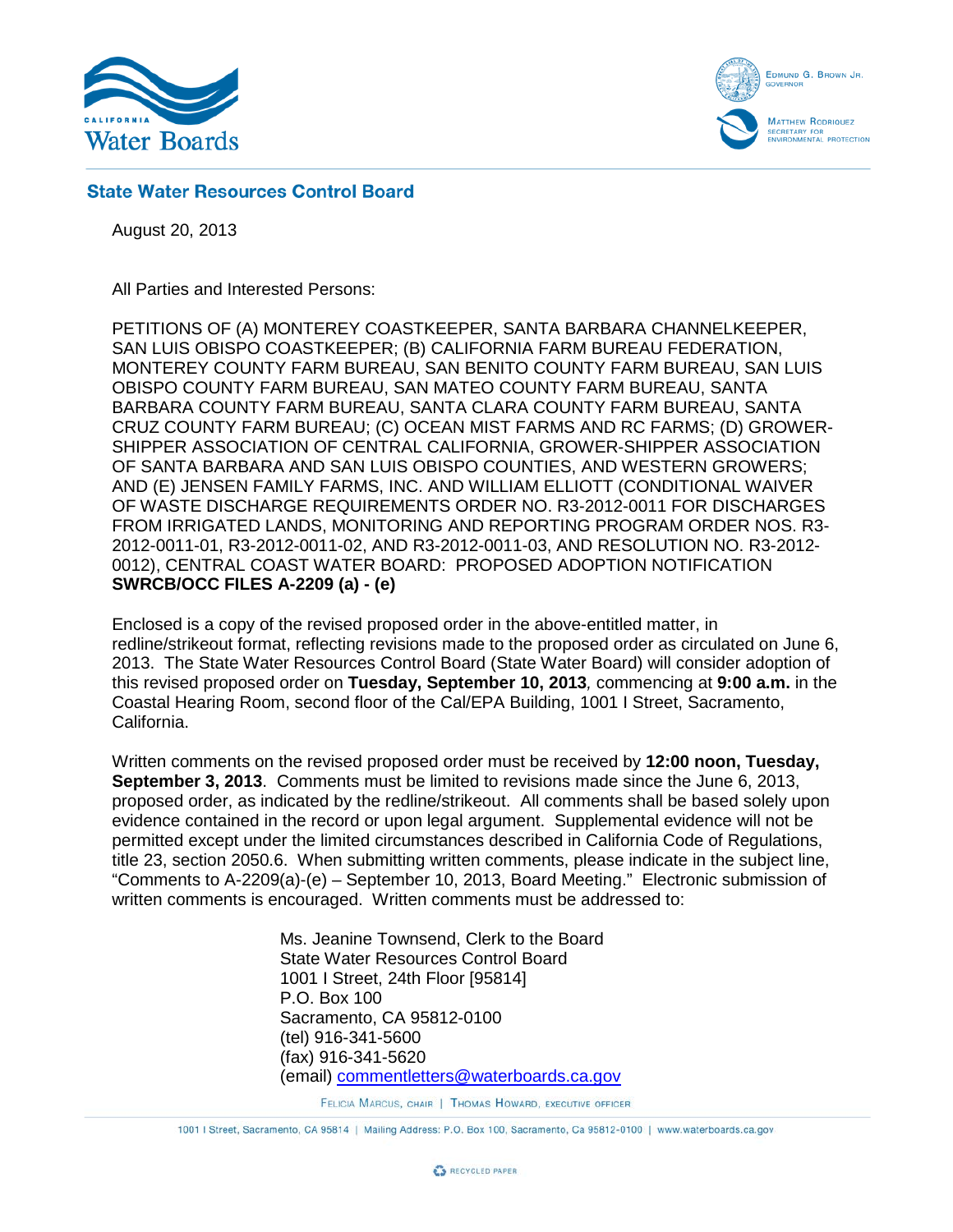**State Water Resources Control Board**

August 20, 2013

All Parties and Interested Persons:

PETITIONS OF (A) MONTEREY COASTKEEPER, SANTA BARBARA CHANNELKEEPER, SAN LUIS OBISPO COASTKEEPER; (B) CALIFORNIA FARM BUREAU FEDERATION, MONTEREY COUNTY FARM BUREAU, SAN BENITO COUNTY FARM BUREAU, SAN LUIS OBISPO COUNTY FARM BUREAU, SAN MATEO COUNTY FARM BUREAU, SANTA BARBARA COUNTY FARM BUREAU, SANTA CLARA COUNTY FARM BUREAU, SANTA CRUZ COUNTY FARM BUREAU; (C) OCEAN MIST FARMS AND RC FARMS; (D) GROWER-SHIPPER ASSOCIATION OF CENTRAL CALIFORNIA, GROWER-SHIPPER ASSOCIATION OF SANTA BARBARA AND SAN LUIS OBISPO COUNTIES, AND WESTERN GROWERS; AND (E) JENSEN FAMILY FARMS, INC. AND WILLIAM ELLIOTT (CONDITIONAL WAIVER OF WASTE DISCHARGE REQUIREMENTS ORDER NO. R3-2012-0011 FOR DISCHARGES FROM IRRIGATED LANDS, MONITORING AND REPORTING PROGRAM ORDER NOS. R3-2012-0011-01, R3-2012-0011-02, AND R3-2012-0011-03, AND RESOLUTION NO. R3-2012-0012), CENTRAL COAST WATER BOARD: PROPOSED ADOPTION NOTIFICATION
**SWRCB/OCC FILES A-2209 (a) - (e)**

Enclosed is a copy of the revised proposed order in the above-entitled matter, in redline/strikeout format, reflecting revisions made to the proposed order as circulated on June 6, 2013. The State Water Resources Control Board (State Water Board) will consider adoption of this revised proposed order on **Tuesday, September 10, 2013**, commencing at **9:00 a.m.** in the Coastal Hearing Room, second floor of the Cal/EPA Building, 1001 I Street, Sacramento, California.

Written comments on the revised proposed order must be received by **12:00 noon, Tuesday, September 3, 2013**. Comments must be limited to revisions made since the June 6, 2013, proposed order, as indicated by the redline/strikeout. All comments shall be based solely upon evidence contained in the record or upon legal argument. Supplemental evidence will not be permitted except under the limited circumstances described in California Code of Regulations, title 23, section 2050.6. When submitting written comments, please indicate in the subject line, "Comments to A-2209(a)-(e) – September 10, 2013, Board Meeting." Electronic submission of written comments is encouraged. Written comments must be addressed to:

Ms. Jeanine Townsend, Clerk to the Board
State Water Resources Control Board
1001 I Street, 24th Floor [95814]
P.O. Box 100
Sacramento, CA 95812-0100
(tel) 916-341-5600
(fax) 916-341-5620
(email) commentletters@waterboards.ca.gov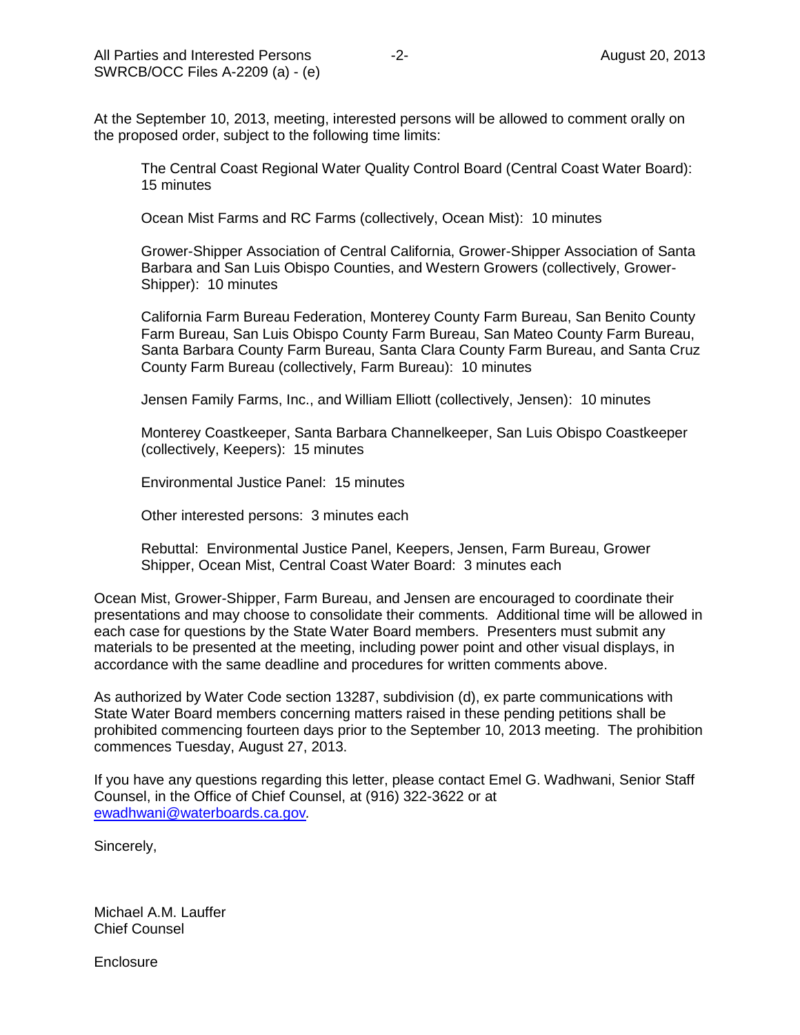At the September 10, 2013, meeting, interested persons will be allowed to comment orally on the proposed order, subject to the following time limits:

> The Central Coast Regional Water Quality Control Board (Central Coast Water Board): 15 minutes
>
> Ocean Mist Farms and RC Farms (collectively, Ocean Mist): 10 minutes
>
> Grower-Shipper Association of Central California, Grower-Shipper Association of Santa Barbara and San Luis Obispo Counties, and Western Growers (collectively, Grower-Shipper): 10 minutes
>
> California Farm Bureau Federation, Monterey County Farm Bureau, San Benito County Farm Bureau, San Luis Obispo County Farm Bureau, San Mateo County Farm Bureau, Santa Barbara County Farm Bureau, Santa Clara County Farm Bureau, and Santa Cruz County Farm Bureau (collectively, Farm Bureau): 10 minutes
>
> Jensen Family Farms, Inc., and William Elliott (collectively, Jensen): 10 minutes
>
> Monterey Coastkeeper, Santa Barbara Channelkeeper, San Luis Obispo Coastkeeper (collectively, Keepers): 15 minutes
>
> Environmental Justice Panel: 15 minutes
>
> Other interested persons: 3 minutes each
>
> Rebuttal: Environmental Justice Panel, Keepers, Jensen, Farm Bureau, Grower Shipper, Ocean Mist, Central Coast Water Board: 3 minutes each

Ocean Mist, Grower-Shipper, Farm Bureau, and Jensen are encouraged to coordinate their presentations and may choose to consolidate their comments. Additional time will be allowed in each case for questions by the State Water Board members. Presenters must submit any materials to be presented at the meeting, including power point and other visual displays, in accordance with the same deadline and procedures for written comments above.

As authorized by Water Code section 13287, subdivision (d), ex parte communications with State Water Board members concerning matters raised in these pending petitions shall be prohibited commencing fourteen days prior to the September 10, 2013 meeting. The prohibition commences Tuesday, August 27, 2013.

If you have any questions regarding this letter, please contact Emel G. Wadhwani, Senior Staff Counsel, in the Office of Chief Counsel, at (916) 322-3622 or at ewadhwani@waterboards.ca.gov.

Sincerely,

Michael A.M. Lauffer
Chief Counsel

Enclosure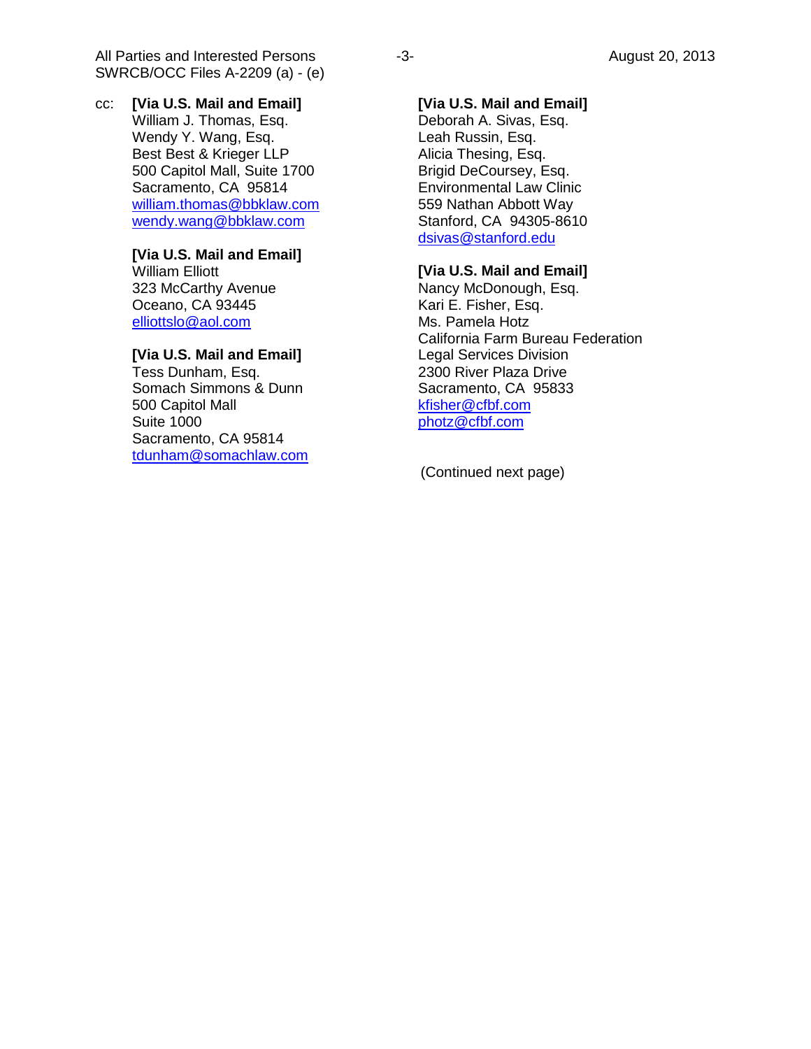cc:

**[Via U.S. Mail and Email]**
William J. Thomas, Esq.
Wendy Y. Wang, Esq.
Best Best & Krieger LLP
500 Capitol Mall, Suite 1700
Sacramento, CA 95814
william.thomas@bbklaw.com
wendy.wang@bbklaw.com

**[Via U.S. Mail and Email]**
William Elliott
323 McCarthy Avenue
Oceano, CA 93445
elliottslo@aol.com

**[Via U.S. Mail and Email]**
Tess Dunham, Esq.
Somach Simmons & Dunn
500 Capitol Mall
Suite 1000
Sacramento, CA 95814
tdunham@somachlaw.com

**[Via U.S. Mail and Email]**
Deborah A. Sivas, Esq.
Leah Russin, Esq.
Alicia Thesing, Esq.
Brigid DeCoursey, Esq.
Environmental Law Clinic
559 Nathan Abbott Way
Stanford, CA 94305-8610
dsivas@stanford.edu

**[Via U.S. Mail and Email]**
Nancy McDonough, Esq.
Kari E. Fisher, Esq.
Ms. Pamela Hotz
California Farm Bureau Federation
Legal Services Division
2300 River Plaza Drive
Sacramento, CA 95833
kfisher@cfbf.com
photz@cfbf.com

(Continued next page)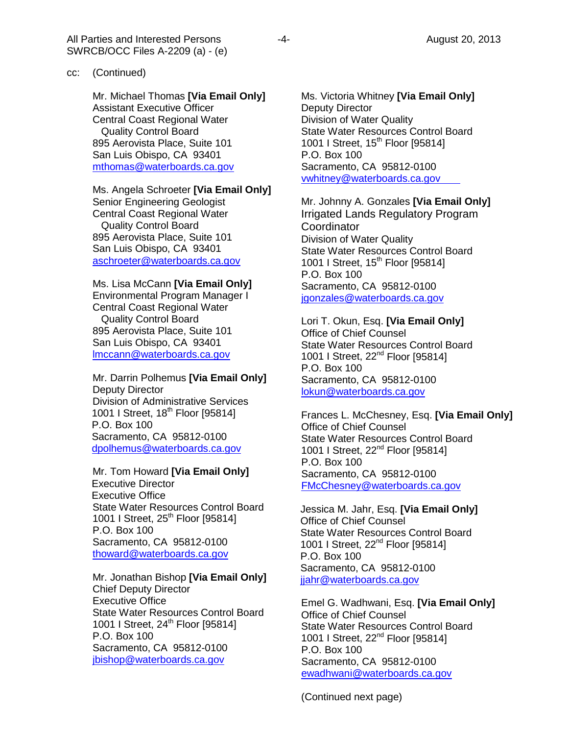cc: (Continued)

Mr. Michael Thomas **[Via Email Only]**
Assistant Executive Officer
Central Coast Regional Water
Quality Control Board
895 Aerovista Place, Suite 101
San Luis Obispo, CA 93401
mthomas@waterboards.ca.gov

Ms. Angela Schroeter **[Via Email Only]**
Senior Engineering Geologist
Central Coast Regional Water
Quality Control Board
895 Aerovista Place, Suite 101
San Luis Obispo, CA 93401
aschroeter@waterboards.ca.gov

Ms. Lisa McCann **[Via Email Only]**
Environmental Program Manager I
Central Coast Regional Water
Quality Control Board
895 Aerovista Place, Suite 101
San Luis Obispo, CA 93401
lmccann@waterboards.ca.gov

Mr. Darrin Polhemus **[Via Email Only]**
Deputy Director
Division of Administrative Services
1001 I Street, 18th Floor [95814]
P.O. Box 100
Sacramento, CA 95812-0100
dpolhemus@waterboards.ca.gov

Mr. Tom Howard **[Via Email Only]**
Executive Director
Executive Office
State Water Resources Control Board
1001 I Street, 25th Floor [95814]
P.O. Box 100
Sacramento, CA 95812-0100
thoward@waterboards.ca.gov

Mr. Jonathan Bishop **[Via Email Only]**
Chief Deputy Director
Executive Office
State Water Resources Control Board
1001 I Street, 24th Floor [95814]
P.O. Box 100
Sacramento, CA 95812-0100
jbishop@waterboards.ca.gov

Ms. Victoria Whitney **[Via Email Only]**
Deputy Director
Division of Water Quality
State Water Resources Control Board
1001 I Street, 15th Floor [95814]
P.O. Box 100
Sacramento, CA 95812-0100
vwhitney@waterboards.ca.gov

Mr. Johnny A. Gonzales **[Via Email Only]**
Irrigated Lands Regulatory Program
Coordinator
Division of Water Quality
State Water Resources Control Board
1001 I Street, 15th Floor [95814]
P.O. Box 100
Sacramento, CA 95812-0100
jgonzales@waterboards.ca.gov

Lori T. Okun, Esq. **[Via Email Only]**
Office of Chief Counsel
State Water Resources Control Board
1001 I Street, 22nd Floor [95814]
P.O. Box 100
Sacramento, CA 95812-0100
lokun@waterboards.ca.gov

Frances L. McChesney, Esq. **[Via Email Only]**
Office of Chief Counsel
State Water Resources Control Board
1001 I Street, 22nd Floor [95814]
P.O. Box 100
Sacramento, CA 95812-0100
FMcChesney@waterboards.ca.gov

Jessica M. Jahr, Esq. **[Via Email Only]**
Office of Chief Counsel
State Water Resources Control Board
1001 I Street, 22nd Floor [95814]
P.O. Box 100
Sacramento, CA 95812-0100
jjahr@waterboards.ca.gov

Emel G. Wadhwani, Esq. **[Via Email Only]**
Office of Chief Counsel
State Water Resources Control Board
1001 I Street, 22nd Floor [95814]
P.O. Box 100
Sacramento, CA 95812-0100
ewadhwani@waterboards.ca.gov

(Continued next page)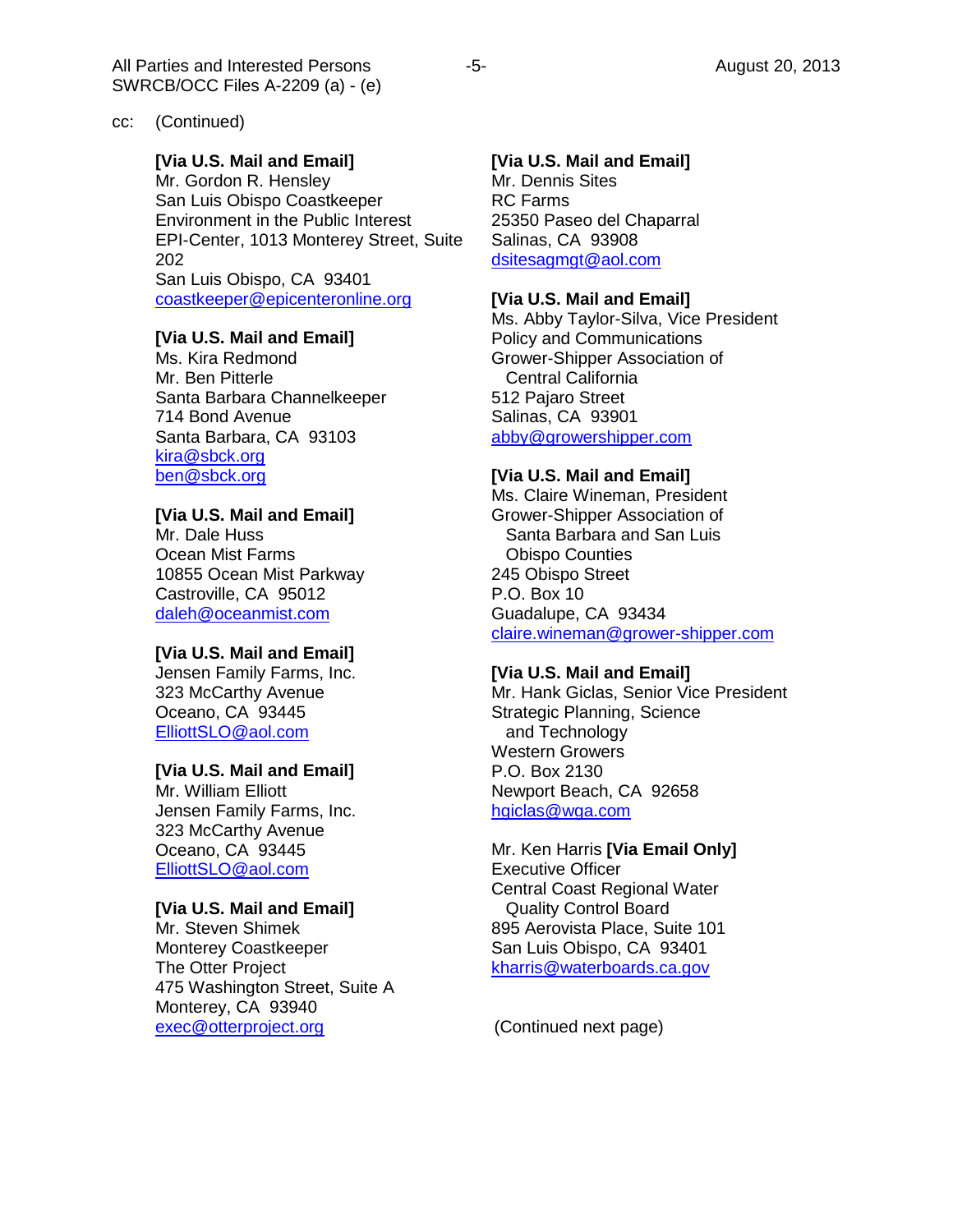cc: (Continued)

**[Via U.S. Mail and Email]**
Mr. Gordon R. Hensley
San Luis Obispo Coastkeeper
Environment in the Public Interest
EPI-Center, 1013 Monterey Street, Suite 202
San Luis Obispo, CA 93401
coastkeeper@epicenteronline.org

**[Via U.S. Mail and Email]**
Ms. Kira Redmond
Mr. Ben Pitterle
Santa Barbara Channelkeeper
714 Bond Avenue
Santa Barbara, CA 93103
kira@sbck.org
ben@sbck.org

**[Via U.S. Mail and Email]**
Mr. Dale Huss
Ocean Mist Farms
10855 Ocean Mist Parkway
Castroville, CA 95012
daleh@oceanmist.com

**[Via U.S. Mail and Email]**
Jensen Family Farms, Inc.
323 McCarthy Avenue
Oceano, CA 93445
ElliottSLO@aol.com

**[Via U.S. Mail and Email]**
Mr. William Elliott
Jensen Family Farms, Inc.
323 McCarthy Avenue
Oceano, CA 93445
ElliottSLO@aol.com

**[Via U.S. Mail and Email]**
Mr. Steven Shimek
Monterey Coastkeeper
The Otter Project
475 Washington Street, Suite A
Monterey, CA 93940
exec@otterproject.org

**[Via U.S. Mail and Email]**
Mr. Dennis Sites
RC Farms
25350 Paseo del Chaparral
Salinas, CA 93908
dsitesagmgt@aol.com

**[Via U.S. Mail and Email]**
Ms. Abby Taylor-Silva, Vice President
Policy and Communications
Grower-Shipper Association of Central California
512 Pajaro Street
Salinas, CA 93901
abby@growershipper.com

**[Via U.S. Mail and Email]**
Ms. Claire Wineman, President
Grower-Shipper Association of Santa Barbara and San Luis Obispo Counties
245 Obispo Street
P.O. Box 10
Guadalupe, CA 93434
claire.wineman@grower-shipper.com

**[Via U.S. Mail and Email]**
Mr. Hank Giclas, Senior Vice President
Strategic Planning, Science and Technology
Western Growers
P.O. Box 2130
Newport Beach, CA 92658
hgiclas@wga.com

Mr. Ken Harris **[Via Email Only]**
Executive Officer
Central Coast Regional Water Quality Control Board
895 Aerovista Place, Suite 101
San Luis Obispo, CA 93401
kharris@waterboards.ca.gov

(Continued next page)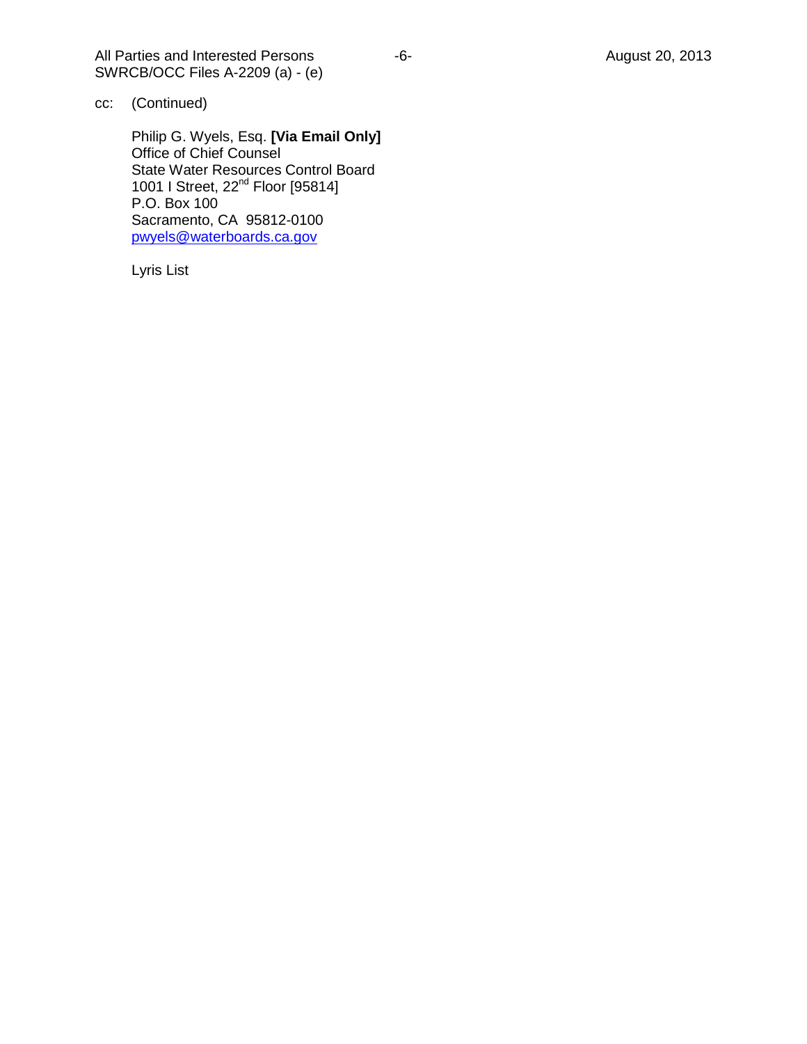cc: (Continued)

Philip G. Wyels, Esq. **[Via Email Only]**
Office of Chief Counsel
State Water Resources Control Board
1001 I Street, 22nd Floor [95814]
P.O. Box 100
Sacramento, CA 95812-0100
pwyels@waterboards.ca.gov

Lyris List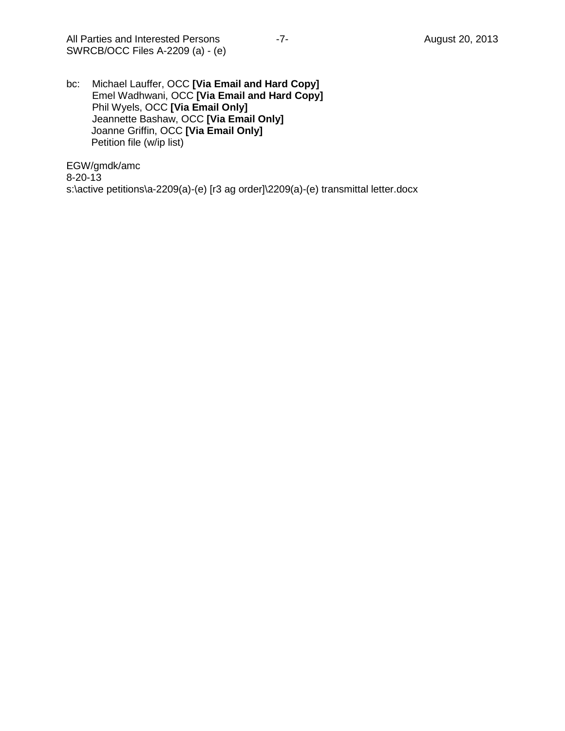bc: Michael Lauffer, OCC **[Via Email and Hard Copy]**
Emel Wadhwani, OCC **[Via Email and Hard Copy]**
Phil Wyels, OCC **[Via Email Only]**
Jeannette Bashaw, OCC **[Via Email Only]**
Joanne Griffin, OCC **[Via Email Only]**
Petition file (w/ip list)

EGW/gmdk/amc
8-20-13
s:\active petitions\a-2209(a)-(e) [r3 ag order]\2209(a)-(e) transmittal letter.docx